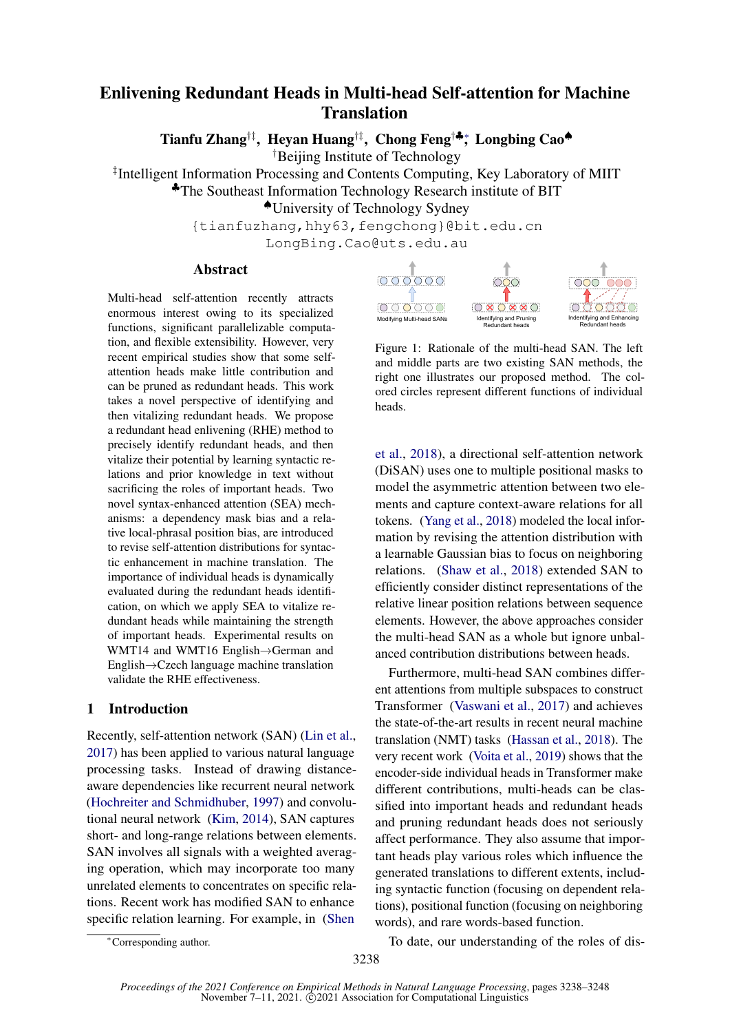# Enlivening Redundant Heads in Multi-head Self-attention for Machine Translation

**Tianfu Zhang**[†‡], **Heyan Huang**[†‡], **Chong Feng**[†♣*], **Longbing Cao**[♠]

[†]Beijing Institute of Technology

[‡]Intelligent Information Processing and Contents Computing, Key Laboratory of MIIT

[♣]The Southeast Information Technology Research institute of BIT

[♠]University of Technology Sydney

{tianfuzhang,hhy63,fengchong}@bit.edu.cn

LongBing.Cao@uts.edu.au

## Abstract

Multi-head self-attention recently attracts enormous interest owing to its specialized functions, significant parallelizable computation, and flexible extensibility. However, very recent empirical studies show that some self-attention heads make little contribution and can be pruned as redundant heads. This work takes a novel perspective of identifying and then vitalizing redundant heads. We propose a redundant head enlivening (RHE) method to precisely identify redundant heads, and then vitalize their potential by learning syntactic relations and prior knowledge in text without sacrificing the roles of important heads. Two novel syntax-enhanced attention (SEA) mechanisms: a dependency mask bias and a relative local-phrasal position bias, are introduced to revise self-attention distributions for syntactic enhancement in machine translation. The importance of individual heads is dynamically evaluated during the redundant heads identification, on which we apply SEA to vitalize redundant heads while maintaining the strength of important heads. Experimental results on WMT14 and WMT16 English→German and English→Czech language machine translation validate the RHE effectiveness.

Figure 1: Rationale of the multi-head SAN. The left and middle parts are two existing SAN methods, the right one illustrates our proposed method. The colored circles represent different functions of individual heads.

## 1 Introduction

Recently, self-attention network (SAN) (Lin et al., 2017) has been applied to various natural language processing tasks. Instead of drawing distance-aware dependencies like recurrent neural network (Hochreiter and Schmidhuber, 1997) and convolutional neural network (Kim, 2014), SAN captures short- and long-range relations between elements. SAN involves all signals with a weighted averaging operation, which may incorporate too many unrelated elements to concentrates on specific relations. Recent work has modified SAN to enhance specific relation learning. For example, in (Shen et al., 2018), a directional self-attention network (DiSAN) uses one to multiple positional masks to model the asymmetric attention between two elements and capture context-aware relations for all tokens. (Yang et al., 2018) modeled the local information by revising the attention distribution with a learnable Gaussian bias to focus on neighboring relations. (Shaw et al., 2018) extended SAN to efficiently consider distinct representations of the relative linear position relations between sequence elements. However, the above approaches consider the multi-head SAN as a whole but ignore unbalanced contribution distributions between heads.

Furthermore, multi-head SAN combines different attentions from multiple subspaces to construct Transformer (Vaswani et al., 2017) and achieves the state-of-the-art results in recent neural machine translation (NMT) tasks (Hassan et al., 2018). The very recent work (Voita et al., 2019) shows that the encoder-side individual heads in Transformer make different contributions, multi-heads can be classified into important heads and redundant heads and pruning redundant heads does not seriously affect performance. They also assume that important heads play various roles which influence the generated translations to different extents, including syntactic function (focusing on dependent relations), positional function (focusing on neighboring words), and rare words-based function.

To date, our understanding of the roles of dis-

*Corresponding author.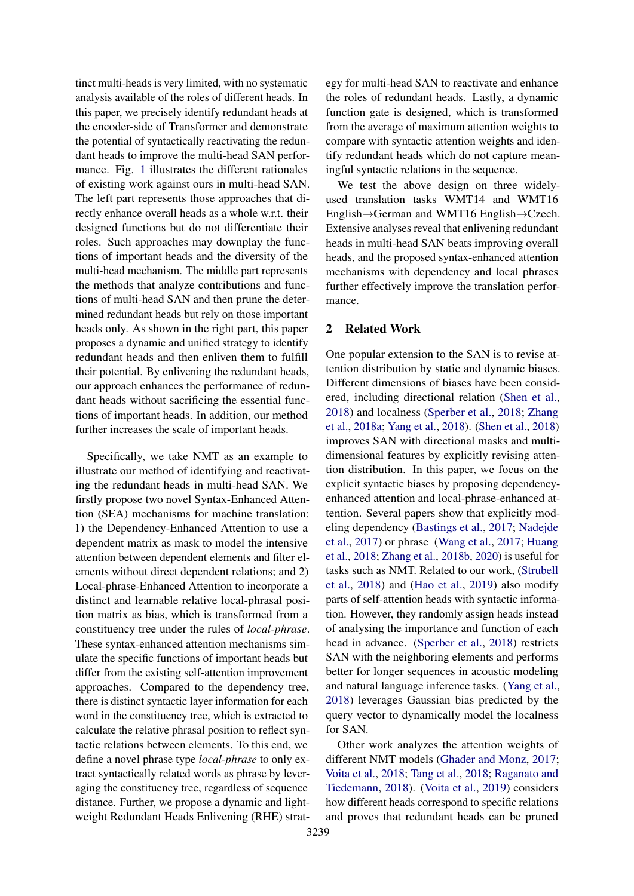tinct multi-heads is very limited, with no systematic analysis available of the roles of different heads. In this paper, we precisely identify redundant heads at the encoder-side of Transformer and demonstrate the potential of syntactically reactivating the redundant heads to improve the multi-head SAN performance. Fig. 1 illustrates the different rationales of existing work against ours in multi-head SAN. The left part represents those approaches that directly enhance overall heads as a whole w.r.t. their designed functions but do not differentiate their roles. Such approaches may downplay the functions of important heads and the diversity of the multi-head mechanism. The middle part represents the methods that analyze contributions and functions of multi-head SAN and then prune the determined redundant heads but rely on those important heads only. As shown in the right part, this paper proposes a dynamic and unified strategy to identify redundant heads and then enliven them to fulfill their potential. By enlivening the redundant heads, our approach enhances the performance of redundant heads without sacrificing the essential functions of important heads. In addition, our method further increases the scale of important heads.

Specifically, we take NMT as an example to illustrate our method of identifying and reactivating the redundant heads in multi-head SAN. We firstly propose two novel Syntax-Enhanced Attention (SEA) mechanisms for machine translation: 1) the Dependency-Enhanced Attention to use a dependent matrix as mask to model the intensive attention between dependent elements and filter elements without direct dependent relations; and 2) Local-phrase-Enhanced Attention to incorporate a distinct and learnable relative local-phrasal position matrix as bias, which is transformed from a constituency tree under the rules of *local-phrase*. These syntax-enhanced attention mechanisms simulate the specific functions of important heads but differ from the existing self-attention improvement approaches. Compared to the dependency tree, there is distinct syntactic layer information for each word in the constituency tree, which is extracted to calculate the relative phrasal position to reflect syntactic relations between elements. To this end, we define a novel phrase type *local-phrase* to only extract syntactically related words as phrase by leveraging the constituency tree, regardless of sequence distance. Further, we propose a dynamic and lightweight Redundant Heads Enlivening (RHE) strategy for multi-head SAN to reactivate and enhance the roles of redundant heads. Lastly, a dynamic function gate is designed, which is transformed from the average of maximum attention weights to compare with syntactic attention weights and identify redundant heads which do not capture meaningful syntactic relations in the sequence.

We test the above design on three widely-used translation tasks WMT14 and WMT16 English→German and WMT16 English→Czech. Extensive analyses reveal that enlivening redundant heads in multi-head SAN beats improving overall heads, and the proposed syntax-enhanced attention mechanisms with dependency and local phrases further effectively improve the translation performance.

## 2 Related Work

One popular extension to the SAN is to revise attention distribution by static and dynamic biases. Different dimensions of biases have been considered, including directional relation (Shen et al., 2018) and localness (Sperber et al., 2018; Zhang et al., 2018a; Yang et al., 2018). (Shen et al., 2018) improves SAN with directional masks and multi-dimensional features by explicitly revising attention distribution. In this paper, we focus on the explicit syntactic biases by proposing dependency-enhanced attention and local-phrase-enhanced attention. Several papers show that explicitly modeling dependency (Bastings et al., 2017; Nadejde et al., 2017) or phrase (Wang et al., 2017; Huang et al., 2018; Zhang et al., 2018b, 2020) is useful for tasks such as NMT. Related to our work, (Strubell et al., 2018) and (Hao et al., 2019) also modify parts of self-attention heads with syntactic information. However, they randomly assign heads instead of analysing the importance and function of each head in advance. (Sperber et al., 2018) restricts SAN with the neighboring elements and performs better for longer sequences in acoustic modeling and natural language inference tasks. (Yang et al., 2018) leverages Gaussian bias predicted by the query vector to dynamically model the localness for SAN.

Other work analyzes the attention weights of different NMT models (Ghader and Monz, 2017; Voita et al., 2018; Tang et al., 2018; Raganato and Tiedemann, 2018). (Voita et al., 2019) considers how different heads correspond to specific relations and proves that redundant heads can be pruned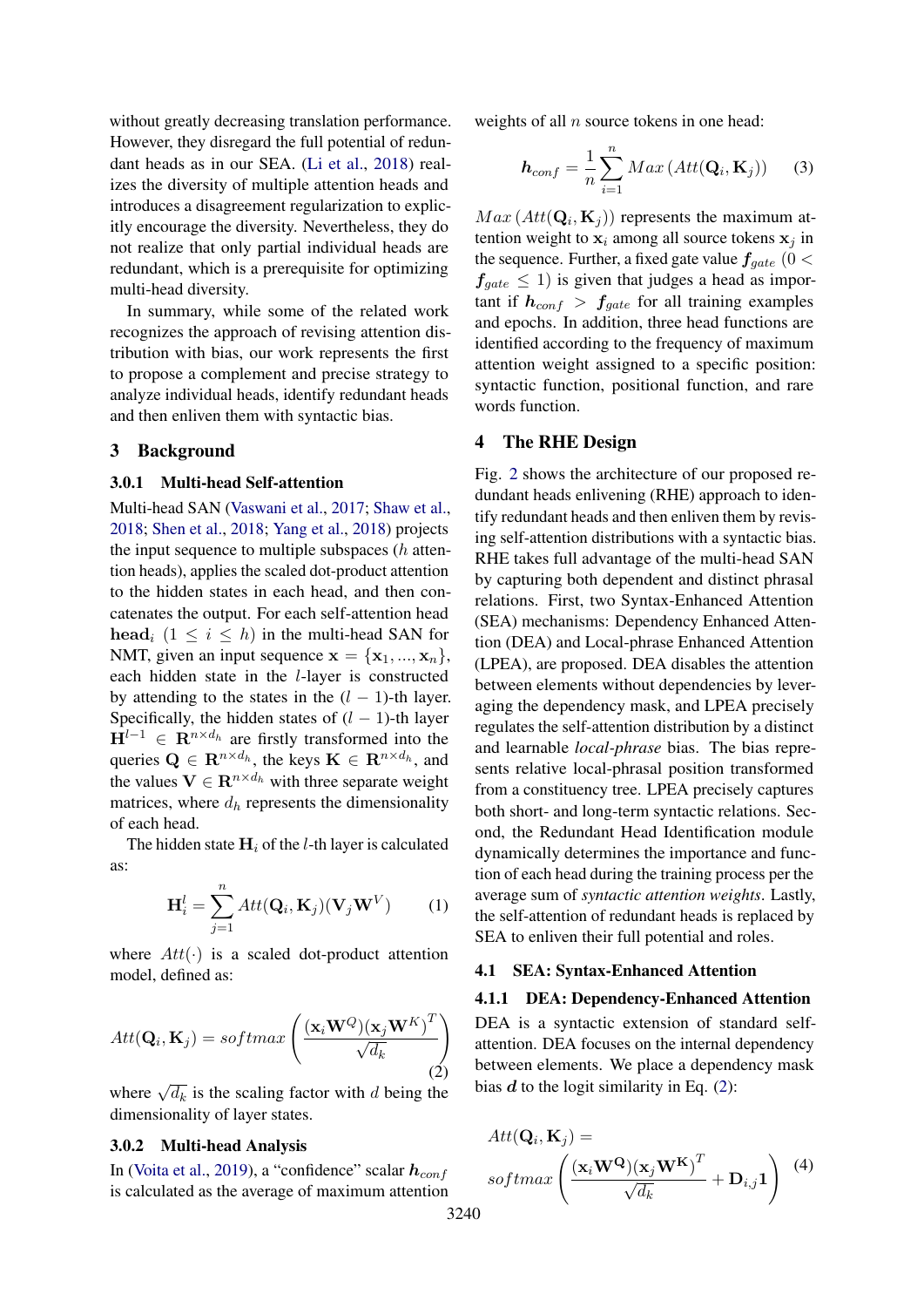without greatly decreasing translation performance. However, they disregard the full potential of redundant heads as in our SEA. (Li et al., 2018) realizes the diversity of multiple attention heads and introduces a disagreement regularization to explicitly encourage the diversity. Nevertheless, they do not realize that only partial individual heads are redundant, which is a prerequisite for optimizing multi-head diversity.

In summary, while some of the related work recognizes the approach of revising attention distribution with bias, our work represents the first to propose a complement and precise strategy to analyze individual heads, identify redundant heads and then enliven them with syntactic bias.

## 3 Background

### 3.0.1 Multi-head Self-attention

Multi-head SAN (Vaswani et al., 2017; Shaw et al., 2018; Shen et al., 2018; Yang et al., 2018) projects the input sequence to multiple subspaces ($h$ attention heads), applies the scaled dot-product attention to the hidden states in each head, and then concatenates the output. For each self-attention head $\mathbf{head}_i$ $(1 \leq i \leq h)$ in the multi-head SAN for NMT, given an input sequence $\mathbf{x} = \{\mathbf{x}_1, ..., \mathbf{x}_n\}$, each hidden state in the $l$-layer is constructed by attending to the states in the $(l-1)$-th layer. Specifically, the hidden states of $(l-1)$-th layer $\mathbf{H}^{l-1} \in \mathbf{R}^{n \times d_h}$ are firstly transformed into the queries $\mathbf{Q} \in \mathbf{R}^{n \times d_h}$, the keys $\mathbf{K} \in \mathbf{R}^{n \times d_h}$, and the values $\mathbf{V} \in \mathbf{R}^{n \times d_h}$ with three separate weight matrices, where $d_h$ represents the dimensionality of each head.

The hidden state $\mathbf{H}_i$ of the $l$-th layer is calculated as:

$$\mathbf{H}_i^l = \sum_{j=1}^{n} Att(\mathbf{Q}_i, \mathbf{K}_j)(\mathbf{V}_j \mathbf{W}^V) \tag{1}$$

where $Att(\cdot)$ is a scaled dot-product attention model, defined as:

$$Att(\mathbf{Q}_i, \mathbf{K}_j) = softmax\left(\frac{(\mathbf{x}_i \mathbf{W}^Q)(\mathbf{x}_j \mathbf{W}^K)^T}{\sqrt{d_k}}\right) \tag{2}$$

where $\sqrt{d_k}$ is the scaling factor with $d$ being the dimensionality of layer states.

### 3.0.2 Multi-head Analysis

In (Voita et al., 2019), a "confidence" scalar $\boldsymbol{h}_{conf}$ is calculated as the average of maximum attention weights of all $n$ source tokens in one head:

$$\boldsymbol{h}_{conf} = \frac{1}{n} \sum_{i=1}^{n} Max\left(Att(\mathbf{Q}_i, \mathbf{K}_j)\right) \tag{3}$$

$Max\left(Att(\mathbf{Q}_i, \mathbf{K}_j)\right)$ represents the maximum attention weight to $\mathbf{x}_i$ among all source tokens $\mathbf{x}_j$ in the sequence. Further, a fixed gate value $\boldsymbol{f}_{gate}$ $(0 < \boldsymbol{f}_{gate} \leq 1)$ is given that judges a head as important if $\boldsymbol{h}_{conf} > \boldsymbol{f}_{gate}$ for all training examples and epochs. In addition, three head functions are identified according to the frequency of maximum attention weight assigned to a specific position: syntactic function, positional function, and rare words function.

## 4 The RHE Design

Fig. 2 shows the architecture of our proposed redundant heads enlivening (RHE) approach to identify redundant heads and then enliven them by revising self-attention distributions with a syntactic bias. RHE takes full advantage of the multi-head SAN by capturing both dependent and distinct phrasal relations. First, two Syntax-Enhanced Attention (SEA) mechanisms: Dependency Enhanced Attention (DEA) and Local-phrase Enhanced Attention (LPEA), are proposed. DEA disables the attention between elements without dependencies by leveraging the dependency mask, and LPEA precisely regulates the self-attention distribution by a distinct and learnable *local-phrase* bias. The bias represents relative local-phrasal position transformed from a constituency tree. LPEA precisely captures both short- and long-term syntactic relations. Second, the Redundant Head Identification module dynamically determines the importance and function of each head during the training process per the average sum of *syntactic attention weights*. Lastly, the self-attention of redundant heads is replaced by SEA to enliven their full potential and roles.

### 4.1 SEA: Syntax-Enhanced Attention

#### 4.1.1 DEA: Dependency-Enhanced Attention

DEA is a syntactic extension of standard self-attention. DEA focuses on the internal dependency between elements. We place a dependency mask bias $\boldsymbol{d}$ to the logit similarity in Eq. (2):

$$Att(\mathbf{Q}_i, \mathbf{K}_j) = softmax\left(\frac{(\mathbf{x}_i \mathbf{W}^{\mathbf{Q}})(\mathbf{x}_j \mathbf{W}^{\mathbf{K}})^T}{\sqrt{d_k}} + \mathbf{D}_{i,j}\mathbf{1}\right) \tag{4}$$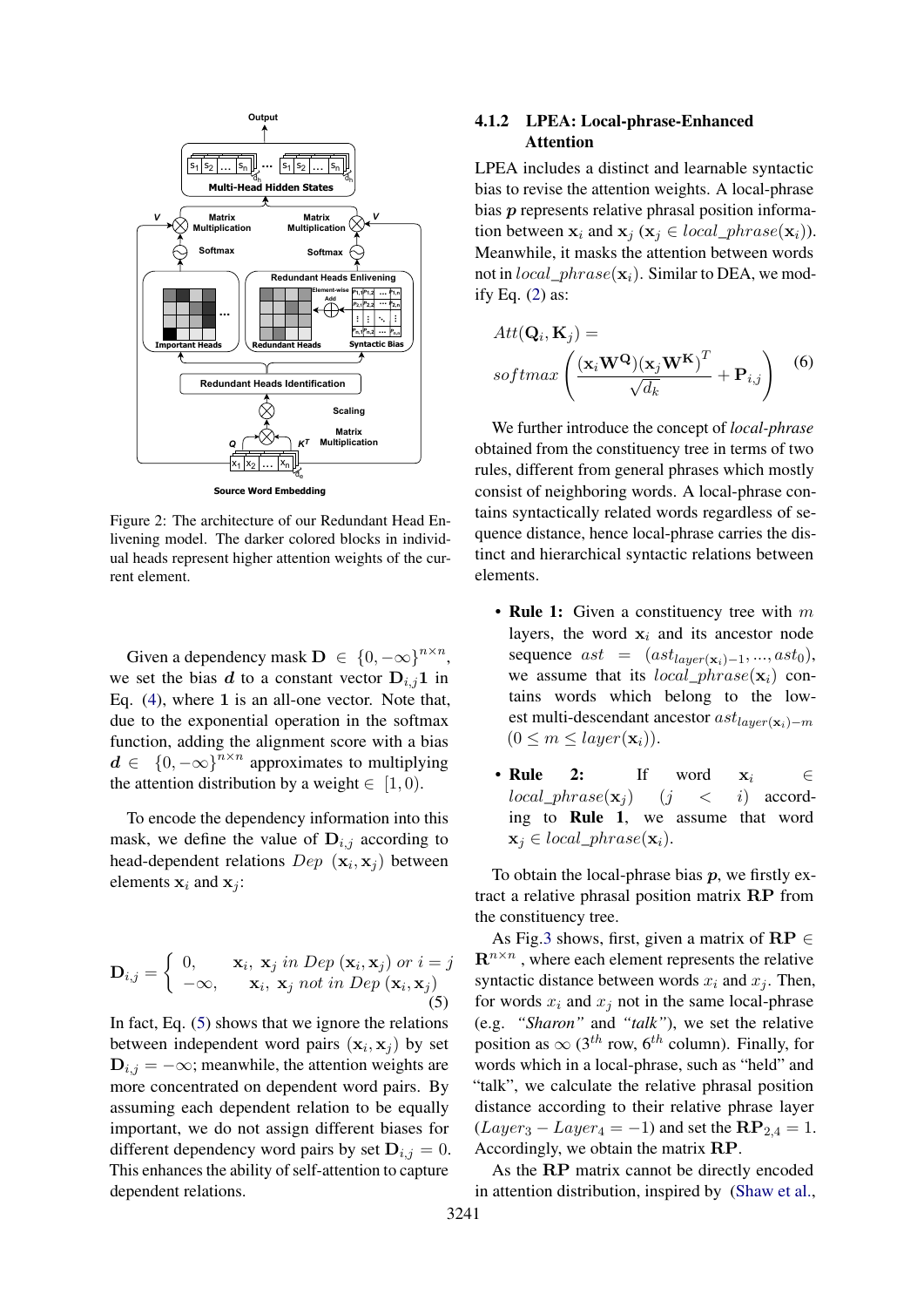Figure 2: The architecture of our Redundant Head Enlivening model. The darker colored blocks in individual heads represent higher attention weights of the current element.

Given a dependency mask $\mathbf{D} \in \{0, -\infty\}^{n \times n}$, we set the bias $\boldsymbol{d}$ to a constant vector $\mathbf{D}_{i,j}\mathbf{1}$ in Eq. (4), where $\mathbf{1}$ is an all-one vector. Note that, due to the exponential operation in the softmax function, adding the alignment score with a bias $\boldsymbol{d} \in \{0, -\infty\}^{n \times n}$ approximates to multiplying the attention distribution by a weight $\in [1, 0)$.

To encode the dependency information into this mask, we define the value of $\mathbf{D}_{i,j}$ according to head-dependent relations $Dep\ (\mathbf{x}_i, \mathbf{x}_j)$ between elements $\mathbf{x}_i$ and $\mathbf{x}_j$:

$$\mathbf{D}_{i,j} = \begin{cases} 0, & \mathbf{x}_i,\ \mathbf{x}_j\ in\ Dep\ (\mathbf{x}_i, \mathbf{x}_j)\ or\ i = j \\ -\infty, & \mathbf{x}_i,\ \mathbf{x}_j\ not\ in\ Dep\ (\mathbf{x}_i, \mathbf{x}_j) \end{cases} \tag{5}$$

In fact, Eq. (5) shows that we ignore the relations between independent word pairs $(\mathbf{x}_i, \mathbf{x}_j)$ by set $\mathbf{D}_{i,j} = -\infty$; meanwhile, the attention weights are more concentrated on dependent word pairs. By assuming each dependent relation to be equally important, we do not assign different biases for different dependency word pairs by set $\mathbf{D}_{i,j} = 0$. This enhances the ability of self-attention to capture dependent relations.

#### 4.1.2 LPEA: Local-phrase-Enhanced Attention

LPEA includes a distinct and learnable syntactic bias to revise the attention weights. A local-phrase bias $\boldsymbol{p}$ represents relative phrasal position information between $\mathbf{x}_i$ and $\mathbf{x}_j$ ($\mathbf{x}_j \in local\_phrase(\mathbf{x}_i)$). Meanwhile, it masks the attention between words not in $local\_phrase(\mathbf{x}_i)$. Similar to DEA, we modify Eq. (2) as:

$$Att(\mathbf{Q}_i, \mathbf{K}_j) = softmax\left(\frac{(\mathbf{x}_i\mathbf{W^Q})(\mathbf{x}_j\mathbf{W^K})^T}{\sqrt{d_k}} + \mathbf{P}_{i,j}\right) \tag{6}$$

We further introduce the concept of *local-phrase* obtained from the constituency tree in terms of two rules, different from general phrases which mostly consist of neighboring words. A local-phrase contains syntactically related words regardless of sequence distance, hence local-phrase carries the distinct and hierarchical syntactic relations between elements.

- **Rule 1:** Given a constituency tree with $m$ layers, the word $\mathbf{x}_i$ and its ancestor node sequence $ast = (ast_{layer(\mathbf{x}_i)-1}, ..., ast_0)$, we assume that its $local\_phrase(\mathbf{x}_i)$ contains words which belong to the lowest multi-descendant ancestor $ast_{layer(\mathbf{x}_i)-m}$ $(0 \leq m \leq layer(\mathbf{x}_i))$.
- **Rule 2:** If word $\mathbf{x}_i \in local\_phrase(\mathbf{x}_j)$ $(j < i)$ according to **Rule 1**, we assume that word $\mathbf{x}_j \in local\_phrase(\mathbf{x}_i)$.

To obtain the local-phrase bias $\boldsymbol{p}$, we firstly extract a relative phrasal position matrix $\mathbf{RP}$ from the constituency tree.

As Fig.3 shows, first, given a matrix of $\mathbf{RP} \in \mathbf{R}^{n \times n}$ , where each element represents the relative syntactic distance between words $x_i$ and $x_j$. Then, for words $x_i$ and $x_j$ not in the same local-phrase (e.g. *"Sharon"* and *"talk"*), we set the relative position as $\infty$ ($3^{th}$ row, $6^{th}$ column). Finally, for words which in a local-phrase, such as "held" and "talk", we calculate the relative phrasal position distance according to their relative phrase layer ($Layer_3 - Layer_4 = -1$) and set the $\mathbf{RP}_{2,4} = 1$. Accordingly, we obtain the matrix $\mathbf{RP}$.

As the $\mathbf{RP}$ matrix cannot be directly encoded in attention distribution, inspired by (Shaw et al.,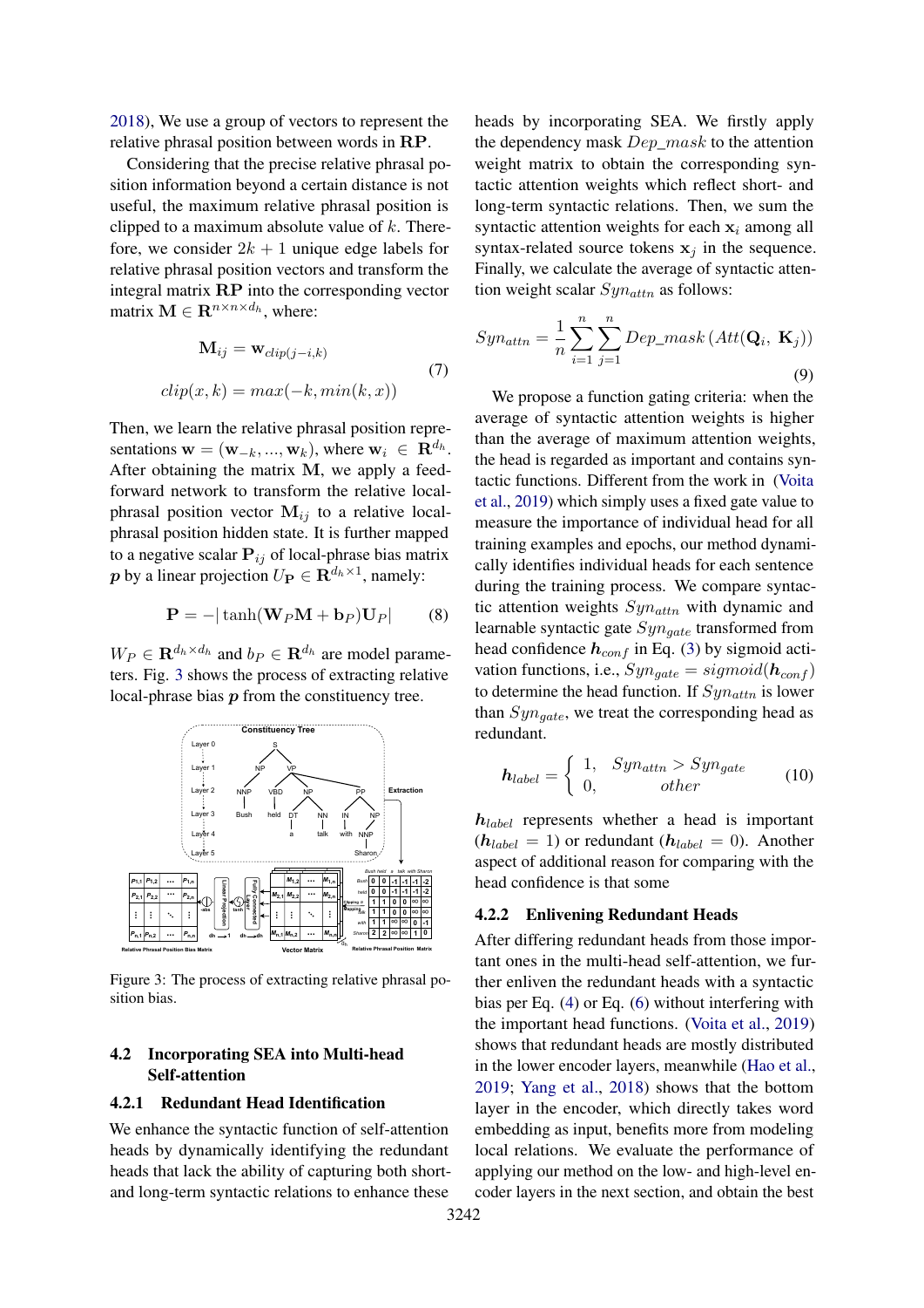2018), We use a group of vectors to represent the relative phrasal position between words in $\mathbf{RP}$.

Considering that the precise relative phrasal position information beyond a certain distance is not useful, the maximum relative phrasal position is clipped to a maximum absolute value of $k$. Therefore, we consider $2k+1$ unique edge labels for relative phrasal position vectors and transform the integral matrix $\mathbf{RP}$ into the corresponding vector matrix $\mathbf{M} \in \mathbf{R}^{n \times n \times d_h}$, where:

$$
\begin{aligned}
\mathbf{M}_{ij} &= \mathbf{w}_{clip(j-i,k)} \\
clip(x,k) &= max(-k, min(k, x))
\end{aligned}
\tag{7}
$$

Then, we learn the relative phrasal position representations $\mathbf{w} = (\mathbf{w}_{-k}, ..., \mathbf{w}_k)$, where $\mathbf{w}_i \in \mathbf{R}^{d_h}$. After obtaining the matrix $\mathbf{M}$, we apply a feed-forward network to transform the relative local-phrasal position vector $\mathbf{M}_{ij}$ to a relative local-phrasal position hidden state. It is further mapped to a negative scalar $\mathbf{P}_{ij}$ of local-phrase bias matrix $\boldsymbol{p}$ by a linear projection $U_{\mathbf{P}} \in \mathbf{R}^{d_h \times 1}$, namely:

$$
\mathbf{P} = -|\tanh(\mathbf{W}_P \mathbf{M} + \mathbf{b}_P)\mathbf{U}_P| \tag{8}
$$

$W_P \in \mathbf{R}^{d_h \times d_h}$ and $b_P \in \mathbf{R}^{d_h}$ are model parameters. Fig. 3 shows the process of extracting relative local-phrase bias $\boldsymbol{p}$ from the constituency tree.

Figure 3: The process of extracting relative phrasal position bias.

## 4.2 Incorporating SEA into Multi-head Self-attention

### 4.2.1 Redundant Head Identification

We enhance the syntactic function of self-attention heads by dynamically identifying the redundant heads that lack the ability of capturing both short- and long-term syntactic relations to enhance these heads by incorporating SEA. We firstly apply the dependency mask $Dep\_mask$ to the attention weight matrix to obtain the corresponding syntactic attention weights which reflect short- and long-term syntactic relations. Then, we sum the syntactic attention weights for each $\mathbf{x}_i$ among all syntax-related source tokens $\mathbf{x}_j$ in the sequence. Finally, we calculate the average of syntactic attention weight scalar $Syn_{attn}$ as follows:

$$
Syn_{attn} = \frac{1}{n}\sum_{i=1}^{n}\sum_{j=1}^{n} Dep\_mask\left(Att(\mathbf{Q}_i,\ \mathbf{K}_j)\right) \tag{9}
$$

We propose a function gating criteria: when the average of syntactic attention weights is higher than the average of maximum attention weights, the head is regarded as important and contains syntactic functions. Different from the work in (Voita et al., 2019) which simply uses a fixed gate value to measure the importance of individual head for all training examples and epochs, our method dynamically identifies individual heads for each sentence during the training process. We compare syntactic attention weights $Syn_{attn}$ with dynamic and learnable syntactic gate $Syn_{gate}$ transformed from head confidence $\boldsymbol{h}_{conf}$ in Eq. (3) by sigmoid activation functions, i.e., $Syn_{gate} = sigmoid(\boldsymbol{h}_{conf})$ to determine the head function. If $Syn_{attn}$ is lower than $Syn_{gate}$, we treat the corresponding head as redundant.

$$
\boldsymbol{h}_{label} = \begin{cases} 1, & Syn_{attn} > Syn_{gate} \\ 0, & other \end{cases} \tag{10}
$$

$\boldsymbol{h}_{label}$ represents whether a head is important ($\boldsymbol{h}_{label} = 1$) or redundant ($\boldsymbol{h}_{label} = 0$). Another aspect of additional reason for comparing with the head confidence is that some

### 4.2.2 Enlivening Redundant Heads

After differing redundant heads from those important ones in the multi-head self-attention, we further enliven the redundant heads with a syntactic bias per Eq. (4) or Eq. (6) without interfering with the important head functions. (Voita et al., 2019) shows that redundant heads are mostly distributed in the lower encoder layers, meanwhile (Hao et al., 2019; Yang et al., 2018) shows that the bottom layer in the encoder, which directly takes word embedding as input, benefits more from modeling local relations. We evaluate the performance of applying our method on the low- and high-level encoder layers in the next section, and obtain the best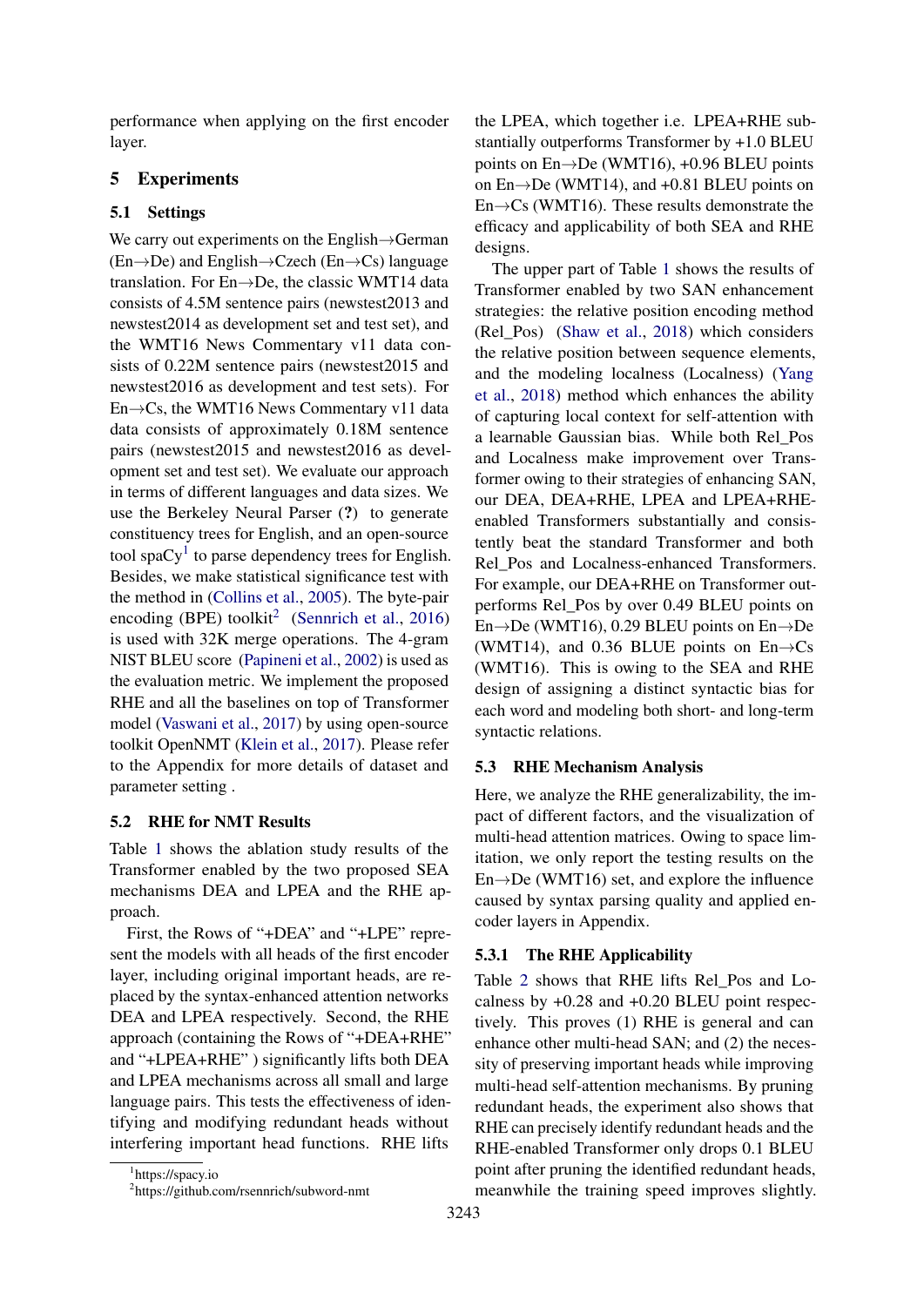performance when applying on the first encoder layer.

## 5 Experiments

### 5.1 Settings

We carry out experiments on the English→German (En→De) and English→Czech (En→Cs) language translation. For En→De, the classic WMT14 data consists of 4.5M sentence pairs (newstest2013 and newstest2014 as development set and test set), and the WMT16 News Commentary v11 data consists of 0.22M sentence pairs (newstest2015 and newstest2016 as development and test sets). For En→Cs, the WMT16 News Commentary v11 data data consists of approximately 0.18M sentence pairs (newstest2015 and newstest2016 as development set and test set). We evaluate our approach in terms of different languages and data sizes. We use the Berkeley Neural Parser (?) to generate constituency trees for English, and an open-source tool spaCy[1] to parse dependency trees for English. Besides, we make statistical significance test with the method in (Collins et al., 2005). The byte-pair encoding (BPE) toolkit[2] (Sennrich et al., 2016) is used with 32K merge operations. The 4-gram NIST BLEU score (Papineni et al., 2002) is used as the evaluation metric. We implement the proposed RHE and all the baselines on top of Transformer model (Vaswani et al., 2017) by using open-source toolkit OpenNMT (Klein et al., 2017). Please refer to the Appendix for more details of dataset and parameter setting .

### 5.2 RHE for NMT Results

Table 1 shows the ablation study results of the Transformer enabled by the two proposed SEA mechanisms DEA and LPEA and the RHE approach.

First, the Rows of "+DEA" and "+LPE" represent the models with all heads of the first encoder layer, including original important heads, are replaced by the syntax-enhanced attention networks DEA and LPEA respectively. Second, the RHE approach (containing the Rows of "+DEA+RHE" and "+LPEA+RHE" ) significantly lifts both DEA and LPEA mechanisms across all small and large language pairs. This tests the effectiveness of identifying and modifying redundant heads without interfering important head functions. RHE lifts the LPEA, which together i.e. LPEA+RHE substantially outperforms Transformer by +1.0 BLEU points on En→De (WMT16), +0.96 BLEU points on En→De (WMT14), and +0.81 BLEU points on En→Cs (WMT16). These results demonstrate the efficacy and applicability of both SEA and RHE designs.

The upper part of Table 1 shows the results of Transformer enabled by two SAN enhancement strategies: the relative position encoding method (Rel_Pos) (Shaw et al., 2018) which considers the relative position between sequence elements, and the modeling localness (Localness) (Yang et al., 2018) method which enhances the ability of capturing local context for self-attention with a learnable Gaussian bias. While both Rel_Pos and Localness make improvement over Transformer owing to their strategies of enhancing SAN, our DEA, DEA+RHE, LPEA and LPEA+RHE-enabled Transformers substantially and consistently beat the standard Transformer and both Rel_Pos and Localness-enhanced Transformers. For example, our DEA+RHE on Transformer outperforms Rel_Pos by over 0.49 BLEU points on En→De (WMT16), 0.29 BLEU points on En→De (WMT14), and 0.36 BLUE points on En→Cs (WMT16). This is owing to the SEA and RHE design of assigning a distinct syntactic bias for each word and modeling both short- and long-term syntactic relations.

### 5.3 RHE Mechanism Analysis

Here, we analyze the RHE generalizability, the impact of different factors, and the visualization of multi-head attention matrices. Owing to space limitation, we only report the testing results on the En→De (WMT16) set, and explore the influence caused by syntax parsing quality and applied encoder layers in Appendix.

#### 5.3.1 The RHE Applicability

Table 2 shows that RHE lifts Rel_Pos and Localness by +0.28 and +0.20 BLEU point respectively. This proves (1) RHE is general and can enhance other multi-head SAN; and (2) the necessity of preserving important heads while improving multi-head self-attention mechanisms. By pruning redundant heads, the experiment also shows that RHE can precisely identify redundant heads and the RHE-enabled Transformer only drops 0.1 BLEU point after pruning the identified redundant heads, meanwhile the training speed improves slightly.

[1]https://spacy.io

[2]https://github.com/rsennrich/subword-nmt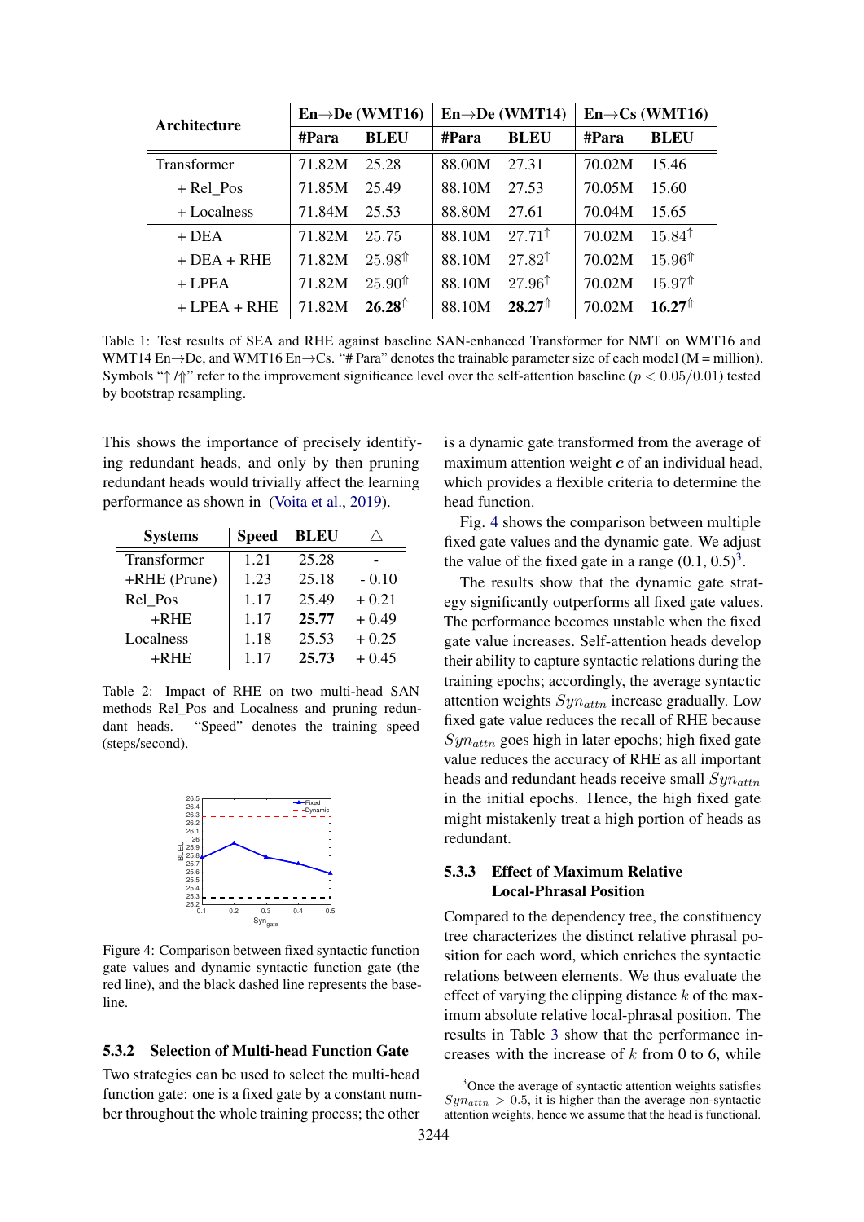| Architecture | En→De (WMT16) | | En→De (WMT14) | | En→Cs (WMT16) | |
|---|---|---|---|---|---|---|
| | #Para | BLEU | #Para | BLEU | #Para | BLEU |
| Transformer | 71.82M | 25.28 | 88.00M | 27.31 | 70.02M | 15.46 |
| + Rel_Pos | 71.85M | 25.49 | 88.10M | 27.53 | 70.05M | 15.60 |
| + Localness | 71.84M | 25.53 | 88.80M | 27.61 | 70.04M | 15.65 |
| + DEA | 71.82M | 25.75 | 88.10M | 27.71$^{\uparrow}$ | 70.02M | 15.84$^{\uparrow}$ |
| + DEA + RHE | 71.82M | 25.98$^{\Uparrow}$ | 88.10M | 27.82$^{\uparrow}$ | 70.02M | 15.96$^{\Uparrow}$ |
| + LPEA | 71.82M | 25.90$^{\Uparrow}$ | 88.10M | 27.96$^{\uparrow}$ | 70.02M | 15.97$^{\Uparrow}$ |
| + LPEA + RHE | 71.82M | **26.28**$^{\Uparrow}$ | 88.10M | **28.27**$^{\Uparrow}$ | 70.02M | **16.27**$^{\Uparrow}$ |

Table 1: Test results of SEA and RHE against baseline SAN-enhanced Transformer for NMT on WMT16 and WMT14 En→De, and WMT16 En→Cs. "# Para" denotes the trainable parameter size of each model (M = million). Symbols "↑ /⇑" refer to the improvement significance level over the self-attention baseline ($p < 0.05/0.01$) tested by bootstrap resampling.

This shows the importance of precisely identifying redundant heads, and only by then pruning redundant heads would trivially affect the learning performance as shown in (Voita et al., 2019).

| Systems | Speed | BLEU | △ |
|---|---|---|---|
| Transformer | 1.21 | 25.28 | - |
| +RHE (Prune) | 1.23 | 25.18 | - 0.10 |
| Rel_Pos | 1.17 | 25.49 | + 0.21 |
| +RHE | 1.17 | **25.77** | + 0.49 |
| Localness | 1.18 | 25.53 | + 0.25 |
| +RHE | 1.17 | **25.73** | + 0.45 |

Table 2: Impact of RHE on two multi-head SAN methods Rel_Pos and Localness and pruning redundant heads. "Speed" denotes the training speed (steps/second).

Figure 4: Comparison between fixed syntactic function gate values and dynamic syntactic function gate (the red line), and the black dashed line represents the baseline.

#### 5.3.2 Selection of Multi-head Function Gate

Two strategies can be used to select the multi-head function gate: one is a fixed gate by a constant number throughout the whole training process; the other is a dynamic gate transformed from the average of maximum attention weight $\boldsymbol{c}$ of an individual head, which provides a flexible criteria to determine the head function.

Fig. 4 shows the comparison between multiple fixed gate values and the dynamic gate. We adjust the value of the fixed gate in a range (0.1, 0.5)[3].

The results show that the dynamic gate strategy significantly outperforms all fixed gate values. The performance becomes unstable when the fixed gate value increases. Self-attention heads develop their ability to capture syntactic relations during the training epochs; accordingly, the average syntactic attention weights $Syn_{attn}$ increase gradually. Low fixed gate value reduces the recall of RHE because $Syn_{attn}$ goes high in later epochs; high fixed gate value reduces the accuracy of RHE as all important heads and redundant heads receive small $Syn_{attn}$ in the initial epochs. Hence, the high fixed gate might mistakenly treat a high portion of heads as redundant.

#### 5.3.3 Effect of Maximum Relative Local-Phrasal Position

Compared to the dependency tree, the constituency tree characterizes the distinct relative phrasal position for each word, which enriches the syntactic relations between elements. We thus evaluate the effect of varying the clipping distance $k$ of the maximum absolute relative local-phrasal position. The results in Table 3 show that the performance increases with the increase of $k$ from 0 to 6, while

[3] Once the average of syntactic attention weights satisfies $Syn_{attn} > 0.5$, it is higher than the average non-syntactic attention weights, hence we assume that the head is functional.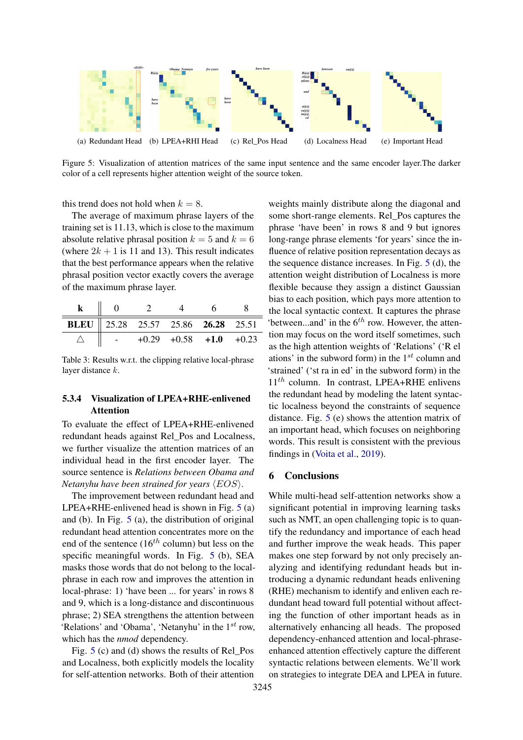(a) Redundant Head (b) LPEA+RHI Head (c) Rel_Pos Head (d) Localness Head (e) Important Head

Figure 5: Visualization of attention matrices of the same input sentence and the same encoder layer.The darker color of a cell represents higher attention weight of the source token.

this trend does not hold when $k = 8$.

The average of maximum phrase layers of the training set is 11.13, which is close to the maximum absolute relative phrasal position $k = 5$ and $k = 6$ (where $2k + 1$ is 11 and 13). This result indicates that the best performance appears when the relative phrasal position vector exactly covers the average of the maximum phrase layer.

| k | 0 | 2 | 4 | 6 | 8 |
|---|---|---|---|---|---|
| **BLEU** | 25.28 | 25.57 | 25.86 | **26.28** | 25.51 |
| △ | - | +0.29 | +0.58 | **+1.0** | +0.23 |

Table 3: Results w.r.t. the clipping relative local-phrase layer distance $k$.

#### 5.3.4 Visualization of LPEA+RHE-enlivened Attention

To evaluate the effect of LPEA+RHE-enlivened redundant heads against Rel_Pos and Localness, we further visualize the attention matrices of an individual head in the first encoder layer. The source sentence is *Relations between Obama and Netanyhu have been strained for years* $\langle EOS \rangle$.

The improvement between redundant head and LPEA+RHE-enlivened head is shown in Fig. 5 (a) and (b). In Fig. 5 (a), the distribution of original redundant head attention concentrates more on the end of the sentence ($16^{th}$ column) but less on the specific meaningful words. In Fig. 5 (b), SEA masks those words that do not belong to the local-phrase in each row and improves the attention in local-phrase: 1) 'have been ... for years' in rows 8 and 9, which is a long-distance and discontinuous phrase; 2) SEA strengthens the attention between 'Relations' and 'Obama', 'Netanyhu' in the $1^{st}$ row, which has the *nmod* dependency.

Fig. 5 (c) and (d) shows the results of Rel_Pos and Localness, both explicitly models the locality for self-attention networks. Both of their attention weights mainly distribute along the diagonal and some short-range elements. Rel_Pos captures the phrase 'have been' in rows 8 and 9 but ignores long-range phrase elements 'for years' since the influence of relative position representation decays as the sequence distance increases. In Fig. 5 (d), the attention weight distribution of Localness is more flexible because they assign a distinct Gaussian bias to each position, which pays more attention to the local syntactic context. It captures the phrase 'between...and' in the $6^{th}$ row. However, the attention may focus on the word itself sometimes, such as the high attention weights of 'Relations' ('R el ations' in the subword form) in the $1^{st}$ column and 'strained' ('st ra in ed' in the subword form) in the $11^{th}$ column. In contrast, LPEA+RHE enlivens the redundant head by modeling the latent syntactic localness beyond the constraints of sequence distance. Fig. 5 (e) shows the attention matrix of an important head, which focuses on neighboring words. This result is consistent with the previous findings in (Voita et al., 2019).

## 6 Conclusions

While multi-head self-attention networks show a significant potential in improving learning tasks such as NMT, an open challenging topic is to quantify the redundancy and importance of each head and further improve the weak heads. This paper makes one step forward by not only precisely analyzing and identifying redundant heads but introducing a dynamic redundant heads enlivening (RHE) mechanism to identify and enliven each redundant head toward full potential without affecting the function of other important heads as in alternatively enhancing all heads. The proposed dependency-enhanced attention and local-phrase-enhanced attention effectively capture the different syntactic relations between elements. We'll work on strategies to integrate DEA and LPEA in future.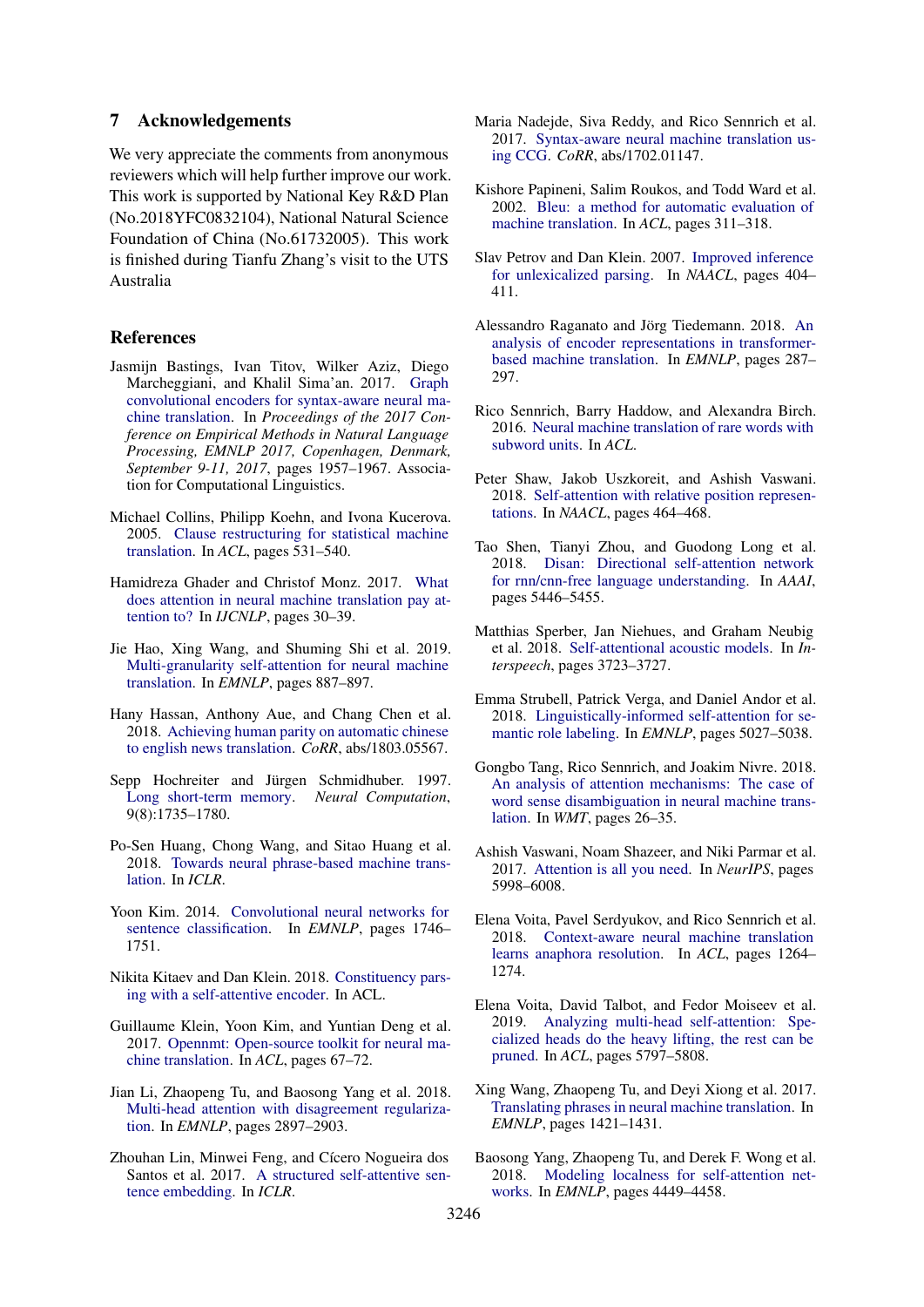## 7 Acknowledgements

We very appreciate the comments from anonymous reviewers which will help further improve our work. This work is supported by National Key R&D Plan (No.2018YFC0832104), National Natural Science Foundation of China (No.61732005). This work is finished during Tianfu Zhang's visit to the UTS Australia

## References

Jasmijn Bastings, Ivan Titov, Wilker Aziz, Diego Marcheggiani, and Khalil Sima'an. 2017. Graph convolutional encoders for syntax-aware neural machine translation. In *Proceedings of the 2017 Conference on Empirical Methods in Natural Language Processing, EMNLP 2017, Copenhagen, Denmark, September 9-11, 2017*, pages 1957–1967. Association for Computational Linguistics.

Michael Collins, Philipp Koehn, and Ivona Kucerova. 2005. Clause restructuring for statistical machine translation. In *ACL*, pages 531–540.

Hamidreza Ghader and Christof Monz. 2017. What does attention in neural machine translation pay attention to? In *IJCNLP*, pages 30–39.

Jie Hao, Xing Wang, and Shuming Shi et al. 2019. Multi-granularity self-attention for neural machine translation. In *EMNLP*, pages 887–897.

Hany Hassan, Anthony Aue, and Chang Chen et al. 2018. Achieving human parity on automatic chinese to english news translation. *CoRR*, abs/1803.05567.

Sepp Hochreiter and Jürgen Schmidhuber. 1997. Long short-term memory. *Neural Computation*, 9(8):1735–1780.

Po-Sen Huang, Chong Wang, and Sitao Huang et al. 2018. Towards neural phrase-based machine translation. In *ICLR*.

Yoon Kim. 2014. Convolutional neural networks for sentence classification. In *EMNLP*, pages 1746–1751.

Nikita Kitaev and Dan Klein. 2018. Constituency parsing with a self-attentive encoder. In ACL.

Guillaume Klein, Yoon Kim, and Yuntian Deng et al. 2017. Opennmt: Open-source toolkit for neural machine translation. In *ACL*, pages 67–72.

Jian Li, Zhaopeng Tu, and Baosong Yang et al. 2018. Multi-head attention with disagreement regularization. In *EMNLP*, pages 2897–2903.

Zhouhan Lin, Minwei Feng, and Cícero Nogueira dos Santos et al. 2017. A structured self-attentive sentence embedding. In *ICLR*.

Maria Nadejde, Siva Reddy, and Rico Sennrich et al. 2017. Syntax-aware neural machine translation using CCG. *CoRR*, abs/1702.01147.

Kishore Papineni, Salim Roukos, and Todd Ward et al. 2002. Bleu: a method for automatic evaluation of machine translation. In *ACL*, pages 311–318.

Slav Petrov and Dan Klein. 2007. Improved inference for unlexicalized parsing. In *NAACL*, pages 404–411.

Alessandro Raganato and Jörg Tiedemann. 2018. An analysis of encoder representations in transformer-based machine translation. In *EMNLP*, pages 287–297.

Rico Sennrich, Barry Haddow, and Alexandra Birch. 2016. Neural machine translation of rare words with subword units. In *ACL*.

Peter Shaw, Jakob Uszkoreit, and Ashish Vaswani. 2018. Self-attention with relative position representations. In *NAACL*, pages 464–468.

Tao Shen, Tianyi Zhou, and Guodong Long et al. 2018. Disan: Directional self-attention network for rnn/cnn-free language understanding. In *AAAI*, pages 5446–5455.

Matthias Sperber, Jan Niehues, and Graham Neubig et al. 2018. Self-attentional acoustic models. In *Interspeech*, pages 3723–3727.

Emma Strubell, Patrick Verga, and Daniel Andor et al. 2018. Linguistically-informed self-attention for semantic role labeling. In *EMNLP*, pages 5027–5038.

Gongbo Tang, Rico Sennrich, and Joakim Nivre. 2018. An analysis of attention mechanisms: The case of word sense disambiguation in neural machine translation. In *WMT*, pages 26–35.

Ashish Vaswani, Noam Shazeer, and Niki Parmar et al. 2017. Attention is all you need. In *NeurIPS*, pages 5998–6008.

Elena Voita, Pavel Serdyukov, and Rico Sennrich et al. 2018. Context-aware neural machine translation learns anaphora resolution. In *ACL*, pages 1264–1274.

Elena Voita, David Talbot, and Fedor Moiseev et al. 2019. Analyzing multi-head self-attention: Specialized heads do the heavy lifting, the rest can be pruned. In *ACL*, pages 5797–5808.

Xing Wang, Zhaopeng Tu, and Deyi Xiong et al. 2017. Translating phrases in neural machine translation. In *EMNLP*, pages 1421–1431.

Baosong Yang, Zhaopeng Tu, and Derek F. Wong et al. 2018. Modeling localness for self-attention networks. In *EMNLP*, pages 4449–4458.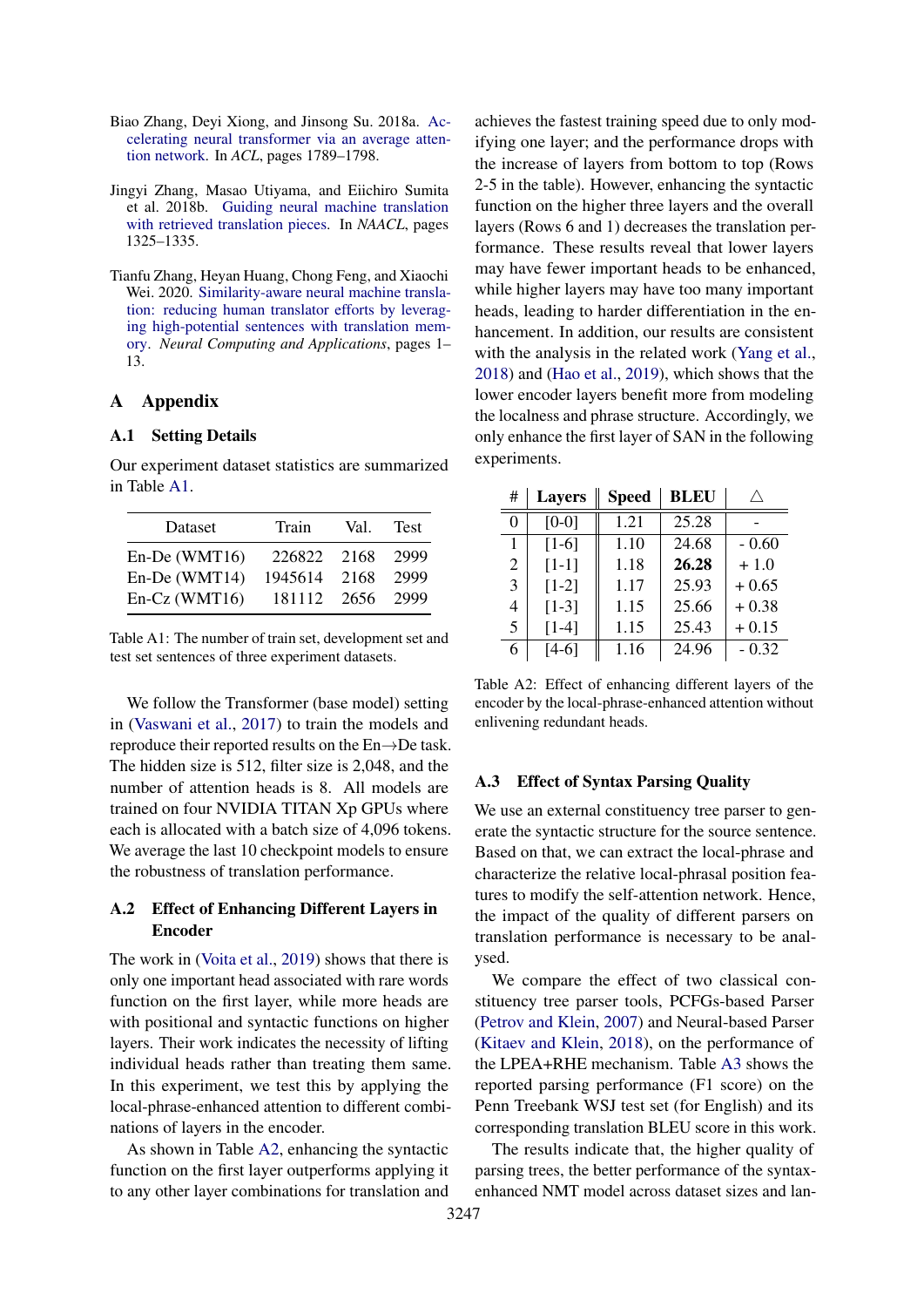Biao Zhang, Deyi Xiong, and Jinsong Su. 2018a. Accelerating neural transformer via an average attention network. In *ACL*, pages 1789–1798.

Jingyi Zhang, Masao Utiyama, and Eiichiro Sumita et al. 2018b. Guiding neural machine translation with retrieved translation pieces. In *NAACL*, pages 1325–1335.

Tianfu Zhang, Heyan Huang, Chong Feng, and Xiaochi Wei. 2020. Similarity-aware neural machine translation: reducing human translator efforts by leveraging high-potential sentences with translation memory. *Neural Computing and Applications*, pages 1–13.

# A Appendix

## A.1 Setting Details

Our experiment dataset statistics are summarized in Table A1.

| Dataset | Train | Val. | Test |
|---|---|---|---|
| En-De (WMT16) | 226822 | 2168 | 2999 |
| En-De (WMT14) | 1945614 | 2168 | 2999 |
| En-Cz (WMT16) | 181112 | 2656 | 2999 |

Table A1: The number of train set, development set and test set sentences of three experiment datasets.

We follow the Transformer (base model) setting in (Vaswani et al., 2017) to train the models and reproduce their reported results on the En→De task. The hidden size is 512, filter size is 2,048, and the number of attention heads is 8. All models are trained on four NVIDIA TITAN Xp GPUs where each is allocated with a batch size of 4,096 tokens. We average the last 10 checkpoint models to ensure the robustness of translation performance.

## A.2 Effect of Enhancing Different Layers in Encoder

The work in (Voita et al., 2019) shows that there is only one important head associated with rare words function on the first layer, while more heads are with positional and syntactic functions on higher layers. Their work indicates the necessity of lifting individual heads rather than treating them same. In this experiment, we test this by applying the local-phrase-enhanced attention to different combinations of layers in the encoder.

As shown in Table A2, enhancing the syntactic function on the first layer outperforms applying it to any other layer combinations for translation and achieves the fastest training speed due to only modifying one layer; and the performance drops with the increase of layers from bottom to top (Rows 2-5 in the table). However, enhancing the syntactic function on the higher three layers and the overall layers (Rows 6 and 1) decreases the translation performance. These results reveal that lower layers may have fewer important heads to be enhanced, while higher layers may have too many important heads, leading to harder differentiation in the enhancement. In addition, our results are consistent with the analysis in the related work (Yang et al., 2018) and (Hao et al., 2019), which shows that the lower encoder layers benefit more from modeling the localness and phrase structure. Accordingly, we only enhance the first layer of SAN in the following experiments.

| # | Layers | Speed | BLEU | △ |
|---|---|---|---|---|
| 0 | [0-0] | 1.21 | 25.28 | - |
| 1 | [1-6] | 1.10 | 24.68 | - 0.60 |
| 2 | [1-1] | 1.18 | **26.28** | + 1.0 |
| 3 | [1-2] | 1.17 | 25.93 | + 0.65 |
| 4 | [1-3] | 1.15 | 25.66 | + 0.38 |
| 5 | [1-4] | 1.15 | 25.43 | + 0.15 |
| 6 | [4-6] | 1.16 | 24.96 | - 0.32 |

Table A2: Effect of enhancing different layers of the encoder by the local-phrase-enhanced attention without enlivening redundant heads.

## A.3 Effect of Syntax Parsing Quality

We use an external constituency tree parser to generate the syntactic structure for the source sentence. Based on that, we can extract the local-phrase and characterize the relative local-phrasal position features to modify the self-attention network. Hence, the impact of the quality of different parsers on translation performance is necessary to be analysed.

We compare the effect of two classical constituency tree parser tools, PCFGs-based Parser (Petrov and Klein, 2007) and Neural-based Parser (Kitaev and Klein, 2018), on the performance of the LPEA+RHE mechanism. Table A3 shows the reported parsing performance (F1 score) on the Penn Treebank WSJ test set (for English) and its corresponding translation BLEU score in this work.

The results indicate that, the higher quality of parsing trees, the better performance of the syntax-enhanced NMT model across dataset sizes and lan-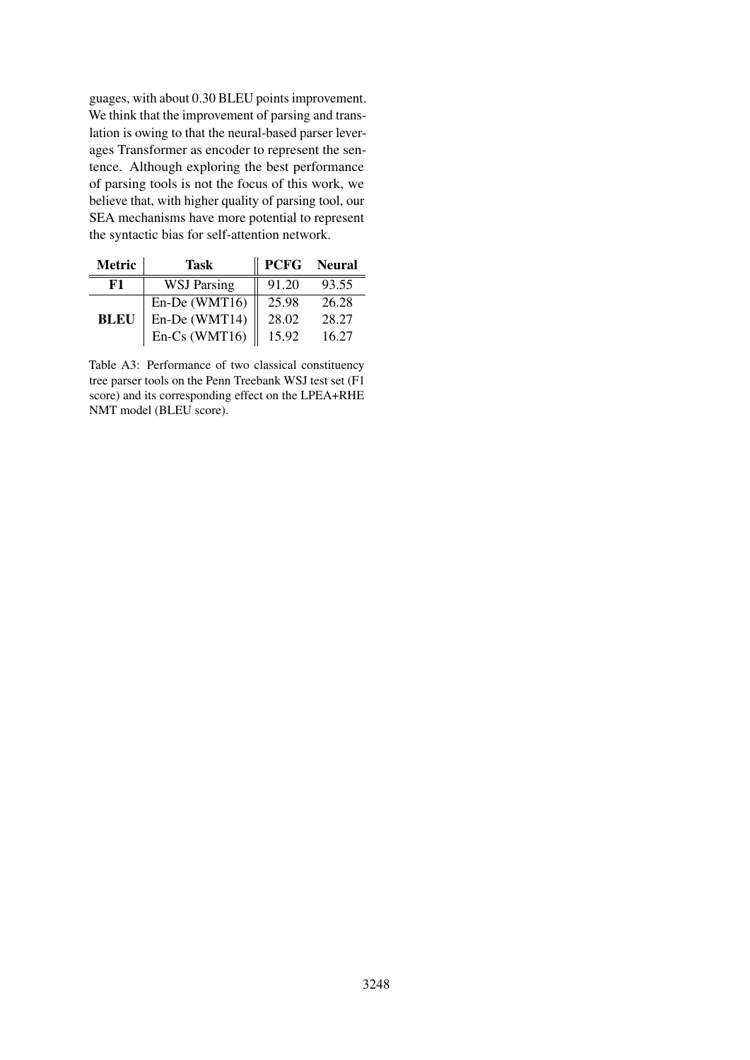guages, with about 0.30 BLEU points improvement. We think that the improvement of parsing and translation is owing to that the neural-based parser leverages Transformer as encoder to represent the sentence. Although exploring the best performance of parsing tools is not the focus of this work, we believe that, with higher quality of parsing tool, our SEA mechanisms have more potential to represent the syntactic bias for self-attention network.

| **Metric** | **Task** | **PCFG** | **Neural** |
|---|---|---|---|
| **F1** | WSJ Parsing | 91.20 | 93.55 |
| **BLEU** | En-De (WMT16) | 25.98 | 26.28 |
| | En-De (WMT14) | 28.02 | 28.27 |
| | En-Cs (WMT16) | 15.92 | 16.27 |

Table A3: Performance of two classical constituency tree parser tools on the Penn Treebank WSJ test set (F1 score) and its corresponding effect on the LPEA+RHE NMT model (BLEU score).